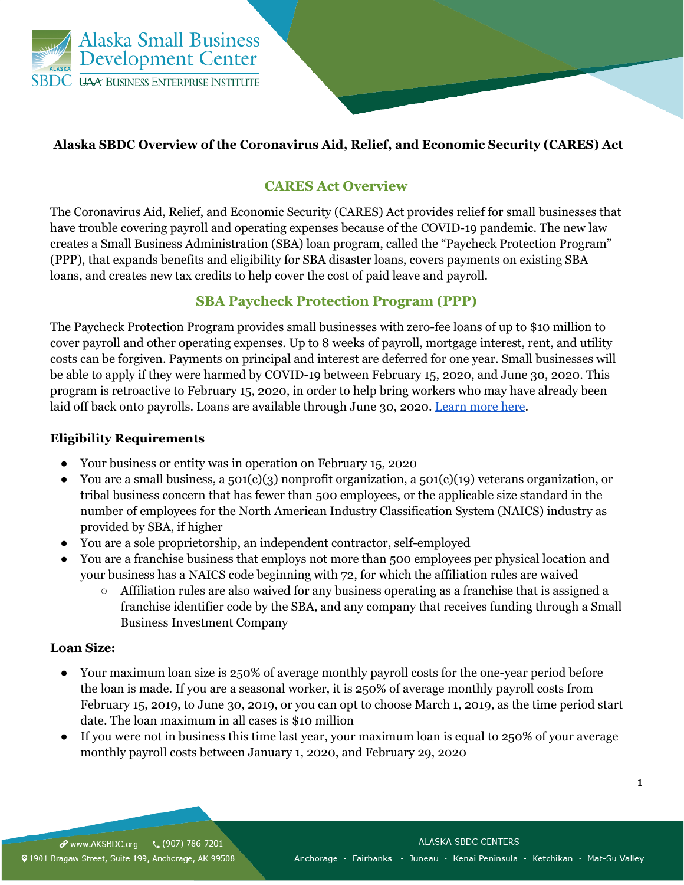# Alaska SBDC Overview of the Coronavirus Aid, Relief, and Economic Security (CARES) Act

## CARES Act Overview

The Coronavirus Aid, Relief, and Economic Security (CARES) Act provides relief for small businesses that have trouble covering payroll and operating expenses because of the COVID-19 pandemic. The new law creates a Small Business Administration (SBA) loan program, called the "Paycheck Protection Program" (PPP), that expands benefits and eligibility for SBA disaster loans, covers payments on existing SBA loans, and creates new tax credits to help cover the cost of paid leave and payroll.

## SBA Paycheck Protection Program (PPP)

The Paycheck Protection Program provides small businesses with zero-fee loans of up to $10 million to cover payroll and other operating expenses. Up to 8 weeks of payroll, mortgage interest, rent, and utility costs can be forgiven. Payments on principal and interest are deferred for one year. Small businesses will be able to apply if they were harmed by COVID-19 between February 15, 2020, and June 30, 2020. This program is retroactive to February 15, 2020, in order to help bring workers who may have already been laid off back onto payrolls. Loans are available through June 30, 2020. Learn more here.

### Eligibility Requirements

- Your business or entity was in operation on February 15, 2020
- You are a small business, a 501(c)(3) nonprofit organization, a 501(c)(19) veterans organization, or tribal business concern that has fewer than 500 employees, or the applicable size standard in the number of employees for the North American Industry Classification System (NAICS) industry as provided by SBA, if higher
- You are a sole proprietorship, an independent contractor, self-employed
- You are a franchise business that employs not more than 500 employees per physical location and your business has a NAICS code beginning with 72, for which the affiliation rules are waived
  - Affiliation rules are also waived for any business operating as a franchise that is assigned a franchise identifier code by the SBA, and any company that receives funding through a Small Business Investment Company

### Loan Size:

- Your maximum loan size is 250% of average monthly payroll costs for the one-year period before the loan is made. If you are a seasonal worker, it is 250% of average monthly payroll costs from February 15, 2019, to June 30, 2019, or you can opt to choose March 1, 2019, as the time period start date. The loan maximum in all cases is $10 million
- If you were not in business this time last year, your maximum loan is equal to 250% of your average monthly payroll costs between January 1, 2020, and February 29, 2020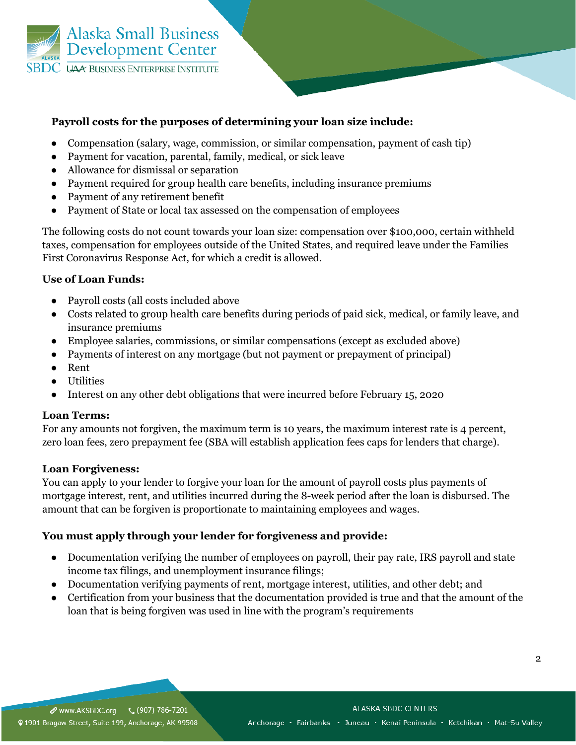**Payroll costs for the purposes of determining your loan size include:**

- Compensation (salary, wage, commission, or similar compensation, payment of cash tip)
- Payment for vacation, parental, family, medical, or sick leave
- Allowance for dismissal or separation
- Payment required for group health care benefits, including insurance premiums
- Payment of any retirement benefit
- Payment of State or local tax assessed on the compensation of employees

The following costs do not count towards your loan size: compensation over $100,000, certain withheld taxes, compensation for employees outside of the United States, and required leave under the Families First Coronavirus Response Act, for which a credit is allowed.

**Use of Loan Funds:**

- Payroll costs (all costs included above
- Costs related to group health care benefits during periods of paid sick, medical, or family leave, and insurance premiums
- Employee salaries, commissions, or similar compensations (except as excluded above)
- Payments of interest on any mortgage (but not payment or prepayment of principal)
- Rent
- Utilities
- Interest on any other debt obligations that were incurred before February 15, 2020

**Loan Terms:**
For any amounts not forgiven, the maximum term is 10 years, the maximum interest rate is 4 percent, zero loan fees, zero prepayment fee (SBA will establish application fees caps for lenders that charge).

**Loan Forgiveness:**
You can apply to your lender to forgive your loan for the amount of payroll costs plus payments of mortgage interest, rent, and utilities incurred during the 8-week period after the loan is disbursed. The amount that can be forgiven is proportionate to maintaining employees and wages.

**You must apply through your lender for forgiveness and provide:**

- Documentation verifying the number of employees on payroll, their pay rate, IRS payroll and state income tax filings, and unemployment insurance filings;
- Documentation verifying payments of rent, mortgage interest, utilities, and other debt; and
- Certification from your business that the documentation provided is true and that the amount of the loan that is being forgiven was used in line with the program's requirements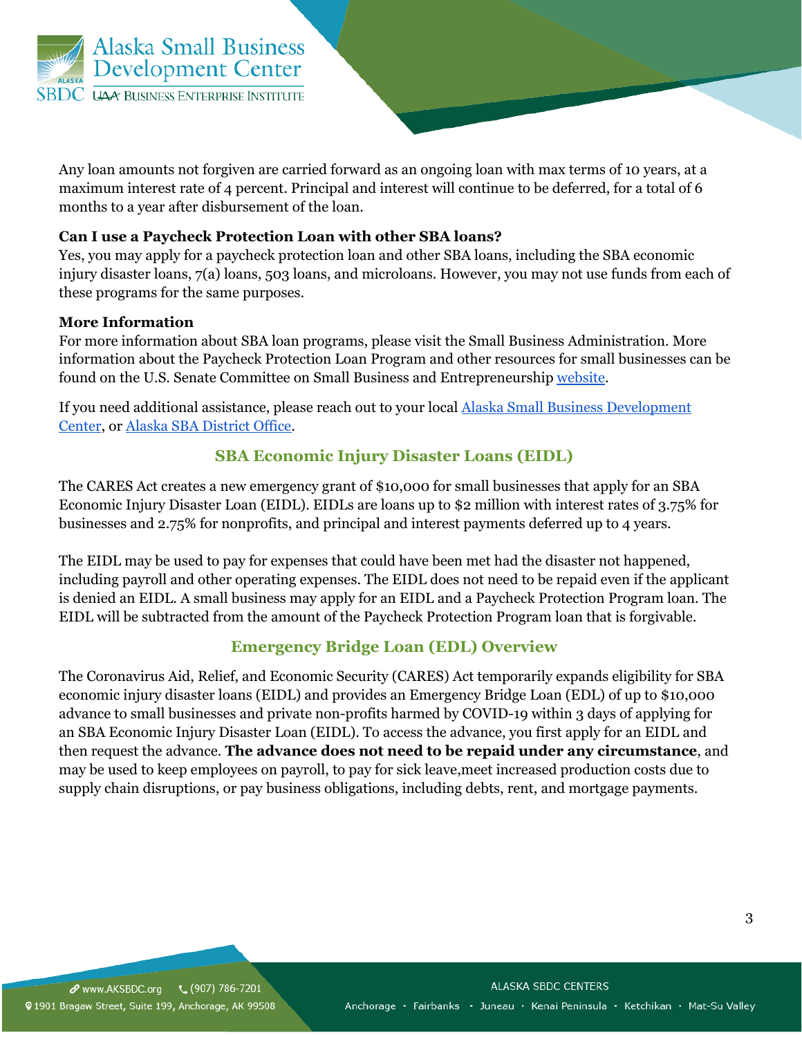Any loan amounts not forgiven are carried forward as an ongoing loan with max terms of 10 years, at a maximum interest rate of 4 percent. Principal and interest will continue to be deferred, for a total of 6 months to a year after disbursement of the loan.

**Can I use a Paycheck Protection Loan with other SBA loans?**
Yes, you may apply for a paycheck protection loan and other SBA loans, including the SBA economic injury disaster loans, 7(a) loans, 503 loans, and microloans. However, you may not use funds from each of these programs for the same purposes.

**More Information**
For more information about SBA loan programs, please visit the Small Business Administration. More information about the Paycheck Protection Loan Program and other resources for small businesses can be found on the U.S. Senate Committee on Small Business and Entrepreneurship website.

If you need additional assistance, please reach out to your local Alaska Small Business Development Center, or Alaska SBA District Office.

## SBA Economic Injury Disaster Loans (EIDL)

The CARES Act creates a new emergency grant of $10,000 for small businesses that apply for an SBA Economic Injury Disaster Loan (EIDL). EIDLs are loans up to $2 million with interest rates of 3.75% for businesses and 2.75% for nonprofits, and principal and interest payments deferred up to 4 years.

The EIDL may be used to pay for expenses that could have been met had the disaster not happened, including payroll and other operating expenses. The EIDL does not need to be repaid even if the applicant is denied an EIDL. A small business may apply for an EIDL and a Paycheck Protection Program loan. The EIDL will be subtracted from the amount of the Paycheck Protection Program loan that is forgivable.

## Emergency Bridge Loan (EDL) Overview

The Coronavirus Aid, Relief, and Economic Security (CARES) Act temporarily expands eligibility for SBA economic injury disaster loans (EIDL) and provides an Emergency Bridge Loan (EDL) of up to $10,000 advance to small businesses and private non-profits harmed by COVID-19 within 3 days of applying for an SBA Economic Injury Disaster Loan (EIDL). To access the advance, you first apply for an EIDL and then request the advance. **The advance does not need to be repaid under any circumstance**, and may be used to keep employees on payroll, to pay for sick leave,meet increased production costs due to supply chain disruptions, or pay business obligations, including debts, rent, and mortgage payments.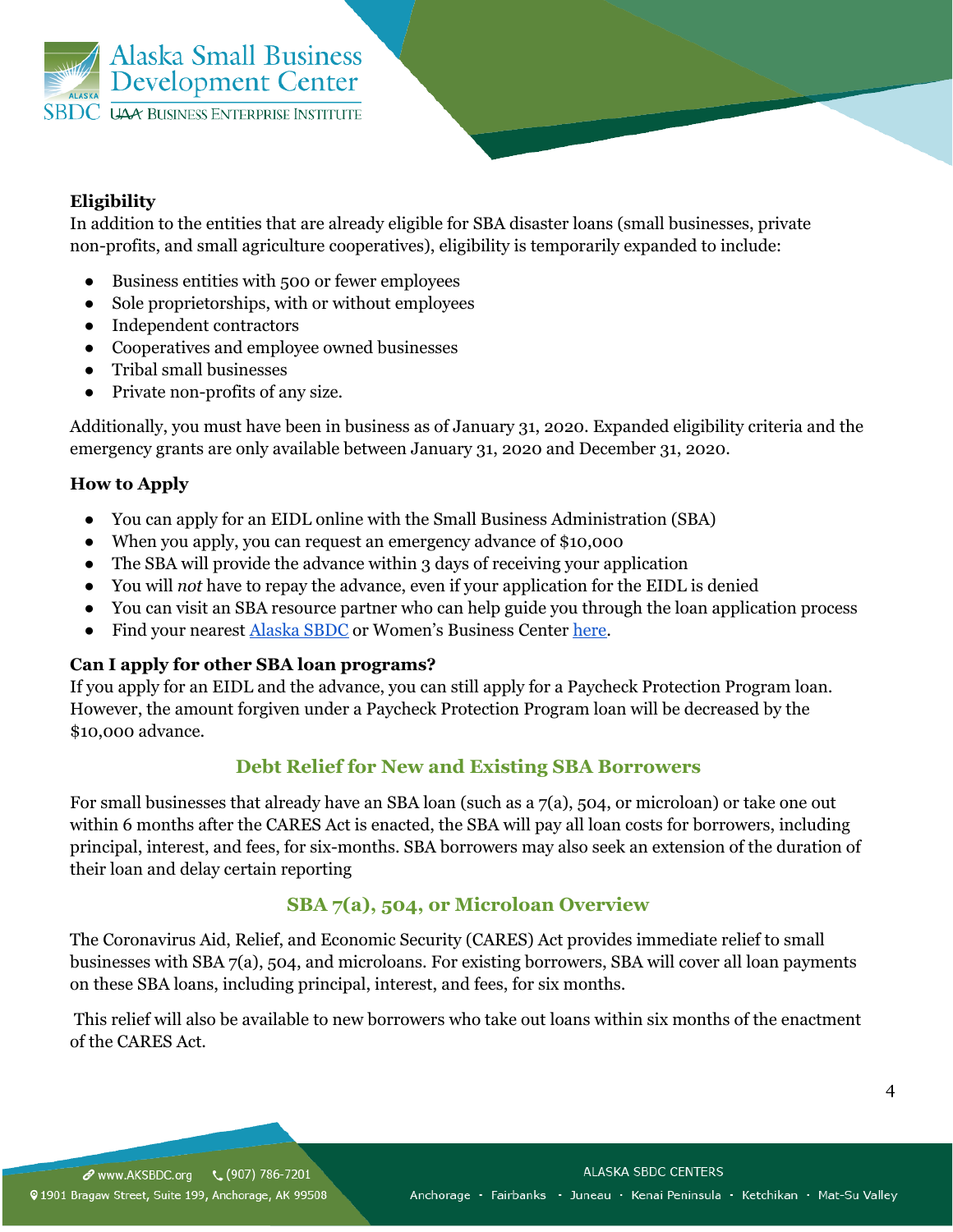**Eligibility**

In addition to the entities that are already eligible for SBA disaster loans (small businesses, private non-profits, and small agriculture cooperatives), eligibility is temporarily expanded to include:

- Business entities with 500 or fewer employees
- Sole proprietorships, with or without employees
- Independent contractors
- Cooperatives and employee owned businesses
- Tribal small businesses
- Private non-profits of any size.

Additionally, you must have been in business as of January 31, 2020. Expanded eligibility criteria and the emergency grants are only available between January 31, 2020 and December 31, 2020.

**How to Apply**

- You can apply for an EIDL online with the Small Business Administration (SBA)
- When you apply, you can request an emergency advance of $10,000
- The SBA will provide the advance within 3 days of receiving your application
- You will *not* have to repay the advance, even if your application for the EIDL is denied
- You can visit an SBA resource partner who can help guide you through the loan application process
- Find your nearest Alaska SBDC or Women's Business Center here.

**Can I apply for other SBA loan programs?**

If you apply for an EIDL and the advance, you can still apply for a Paycheck Protection Program loan. However, the amount forgiven under a Paycheck Protection Program loan will be decreased by the $10,000 advance.

## Debt Relief for New and Existing SBA Borrowers

For small businesses that already have an SBA loan (such as a 7(a), 504, or microloan) or take one out within 6 months after the CARES Act is enacted, the SBA will pay all loan costs for borrowers, including principal, interest, and fees, for six-months. SBA borrowers may also seek an extension of the duration of their loan and delay certain reporting

## SBA 7(a), 504, or Microloan Overview

The Coronavirus Aid, Relief, and Economic Security (CARES) Act provides immediate relief to small businesses with SBA 7(a), 504, and microloans. For existing borrowers, SBA will cover all loan payments on these SBA loans, including principal, interest, and fees, for six months.

This relief will also be available to new borrowers who take out loans within six months of the enactment of the CARES Act.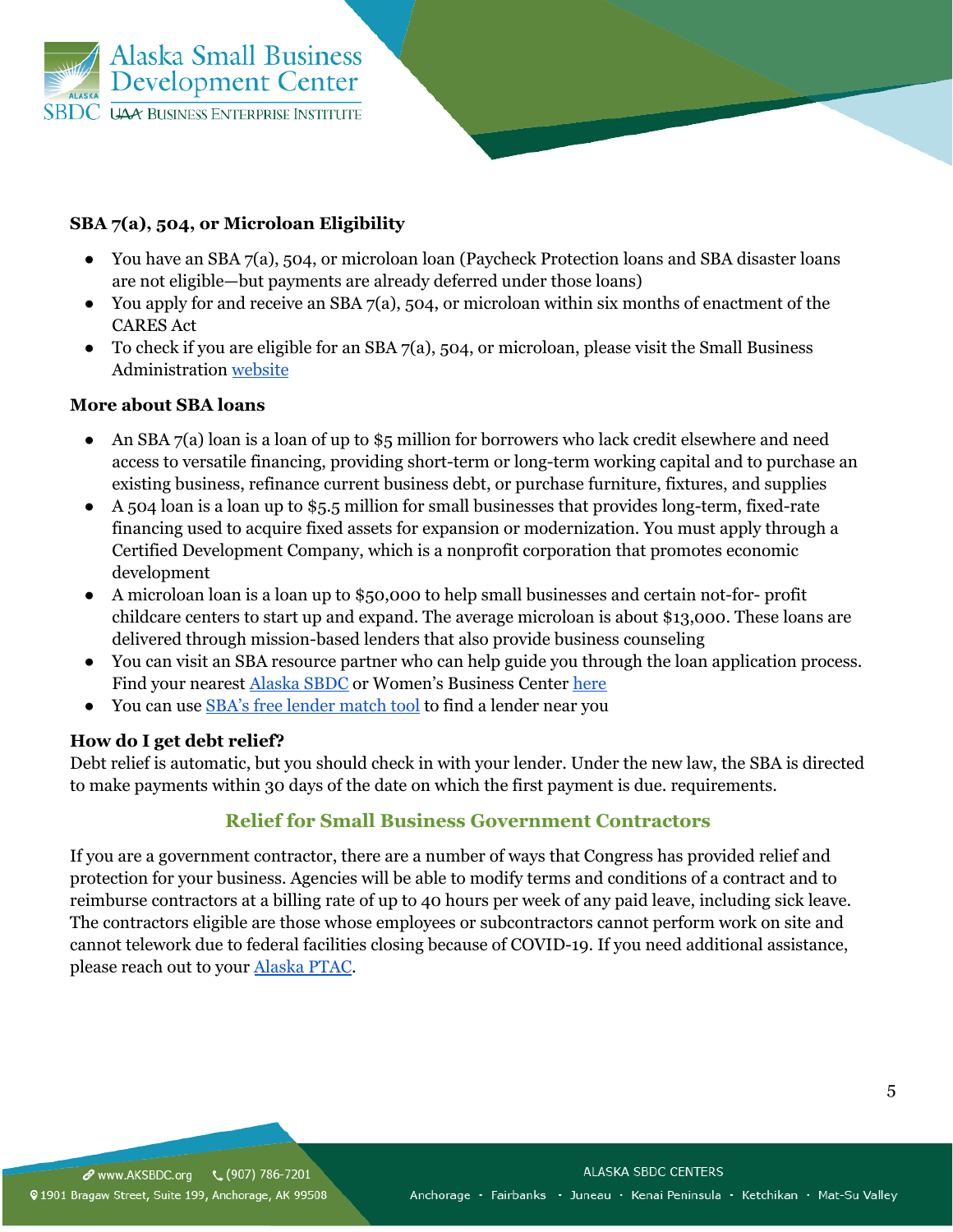**SBA 7(a), 504, or Microloan Eligibility**

- You have an SBA 7(a), 504, or microloan loan (Paycheck Protection loans and SBA disaster loans are not eligible—but payments are already deferred under those loans)
- You apply for and receive an SBA 7(a), 504, or microloan within six months of enactment of the CARES Act
- To check if you are eligible for an SBA 7(a), 504, or microloan, please visit the Small Business Administration website

**More about SBA loans**

- An SBA 7(a) loan is a loan of up to $5 million for borrowers who lack credit elsewhere and need access to versatile financing, providing short-term or long-term working capital and to purchase an existing business, refinance current business debt, or purchase furniture, fixtures, and supplies
- A 504 loan is a loan up to $5.5 million for small businesses that provides long-term, fixed-rate financing used to acquire fixed assets for expansion or modernization. You must apply through a Certified Development Company, which is a nonprofit corporation that promotes economic development
- A microloan loan is a loan up to $50,000 to help small businesses and certain not-for- profit childcare centers to start up and expand. The average microloan is about $13,000. These loans are delivered through mission-based lenders that also provide business counseling
- You can visit an SBA resource partner who can help guide you through the loan application process. Find your nearest Alaska SBDC or Women's Business Center here
- You can use SBA's free lender match tool to find a lender near you

**How do I get debt relief?**

Debt relief is automatic, but you should check in with your lender. Under the new law, the SBA is directed to make payments within 30 days of the date on which the first payment is due. requirements.

## Relief for Small Business Government Contractors

If you are a government contractor, there are a number of ways that Congress has provided relief and protection for your business. Agencies will be able to modify terms and conditions of a contract and to reimburse contractors at a billing rate of up to 40 hours per week of any paid leave, including sick leave. The contractors eligible are those whose employees or subcontractors cannot perform work on site and cannot telework due to federal facilities closing because of COVID-19. If you need additional assistance, please reach out to your Alaska PTAC.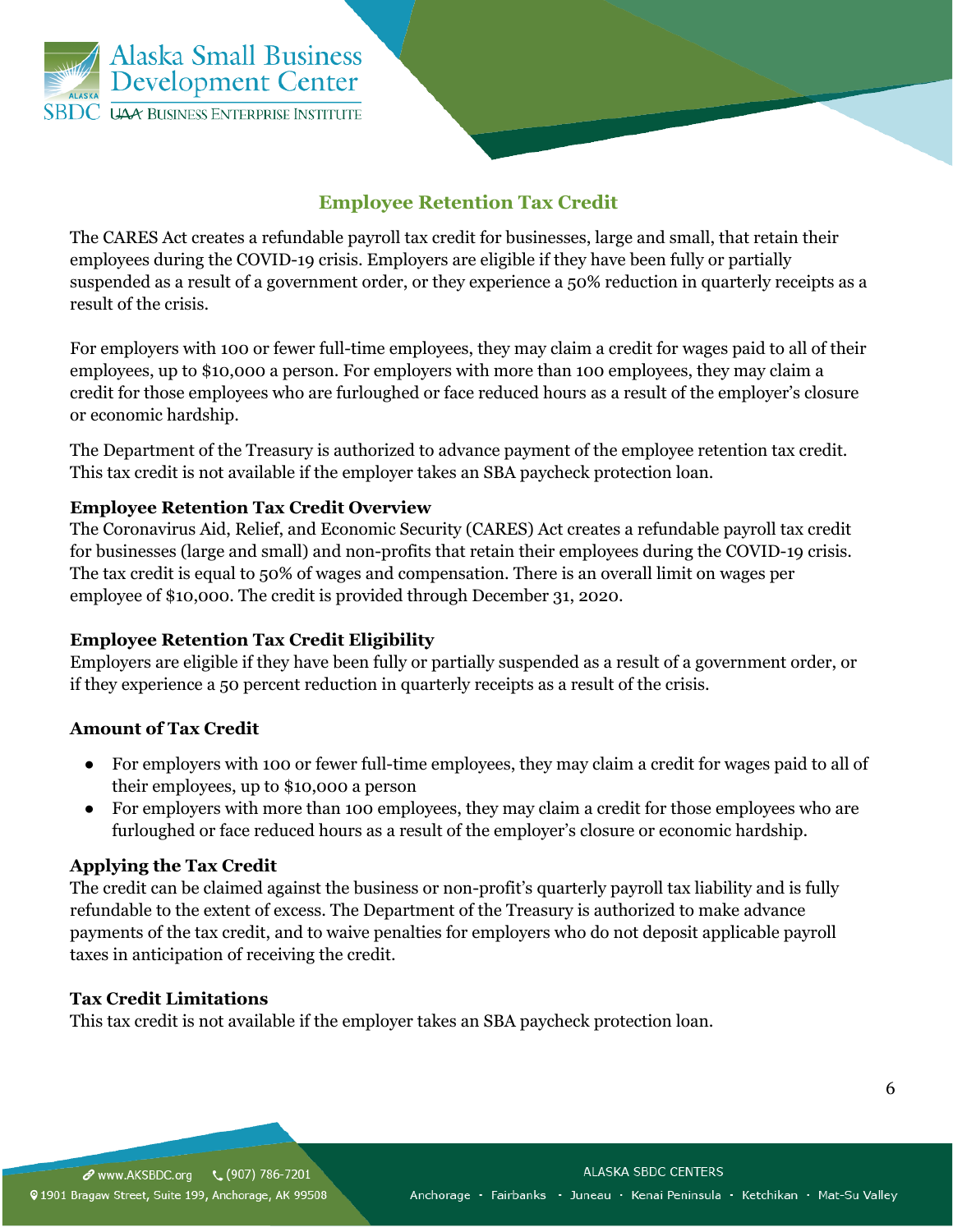## Employee Retention Tax Credit

The CARES Act creates a refundable payroll tax credit for businesses, large and small, that retain their employees during the COVID-19 crisis. Employers are eligible if they have been fully or partially suspended as a result of a government order, or they experience a 50% reduction in quarterly receipts as a result of the crisis.

For employers with 100 or fewer full-time employees, they may claim a credit for wages paid to all of their employees, up to $10,000 a person. For employers with more than 100 employees, they may claim a credit for those employees who are furloughed or face reduced hours as a result of the employer's closure or economic hardship.

The Department of the Treasury is authorized to advance payment of the employee retention tax credit. This tax credit is not available if the employer takes an SBA paycheck protection loan.

### Employee Retention Tax Credit Overview

The Coronavirus Aid, Relief, and Economic Security (CARES) Act creates a refundable payroll tax credit for businesses (large and small) and non-profits that retain their employees during the COVID-19 crisis. The tax credit is equal to 50% of wages and compensation. There is an overall limit on wages per employee of $10,000. The credit is provided through December 31, 2020.

### Employee Retention Tax Credit Eligibility

Employers are eligible if they have been fully or partially suspended as a result of a government order, or if they experience a 50 percent reduction in quarterly receipts as a result of the crisis.

### Amount of Tax Credit

- For employers with 100 or fewer full-time employees, they may claim a credit for wages paid to all of their employees, up to $10,000 a person
- For employers with more than 100 employees, they may claim a credit for those employees who are furloughed or face reduced hours as a result of the employer's closure or economic hardship.

### Applying the Tax Credit

The credit can be claimed against the business or non-profit's quarterly payroll tax liability and is fully refundable to the extent of excess. The Department of the Treasury is authorized to make advance payments of the tax credit, and to waive penalties for employers who do not deposit applicable payroll taxes in anticipation of receiving the credit.

### Tax Credit Limitations

This tax credit is not available if the employer takes an SBA paycheck protection loan.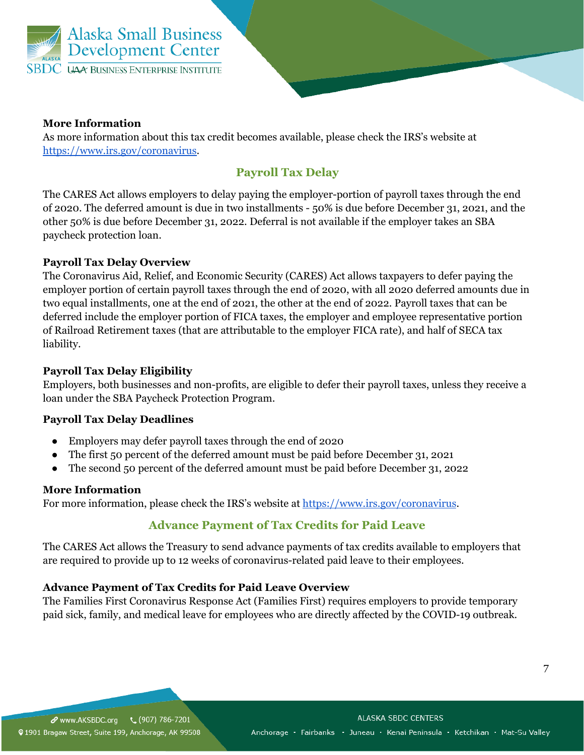**More Information**
As more information about this tax credit becomes available, please check the IRS's website at [https://www.irs.gov/coronavirus](https://www.irs.gov/coronavirus).

## Payroll Tax Delay

The CARES Act allows employers to delay paying the employer-portion of payroll taxes through the end of 2020. The deferred amount is due in two installments - 50% is due before December 31, 2021, and the other 50% is due before December 31, 2022. Deferral is not available if the employer takes an SBA paycheck protection loan.

**Payroll Tax Delay Overview**
The Coronavirus Aid, Relief, and Economic Security (CARES) Act allows taxpayers to defer paying the employer portion of certain payroll taxes through the end of 2020, with all 2020 deferred amounts due in two equal installments, one at the end of 2021, the other at the end of 2022. Payroll taxes that can be deferred include the employer portion of FICA taxes, the employer and employee representative portion of Railroad Retirement taxes (that are attributable to the employer FICA rate), and half of SECA tax liability.

**Payroll Tax Delay Eligibility**
Employers, both businesses and non-profits, are eligible to defer their payroll taxes, unless they receive a loan under the SBA Paycheck Protection Program.

**Payroll Tax Delay Deadlines**

- Employers may defer payroll taxes through the end of 2020
- The first 50 percent of the deferred amount must be paid before December 31, 2021
- The second 50 percent of the deferred amount must be paid before December 31, 2022

**More Information**
For more information, please check the IRS's website at [https://www.irs.gov/coronavirus](https://www.irs.gov/coronavirus).

## Advance Payment of Tax Credits for Paid Leave

The CARES Act allows the Treasury to send advance payments of tax credits available to employers that are required to provide up to 12 weeks of coronavirus-related paid leave to their employees.

**Advance Payment of Tax Credits for Paid Leave Overview**
The Families First Coronavirus Response Act (Families First) requires employers to provide temporary paid sick, family, and medical leave for employees who are directly affected by the COVID-19 outbreak.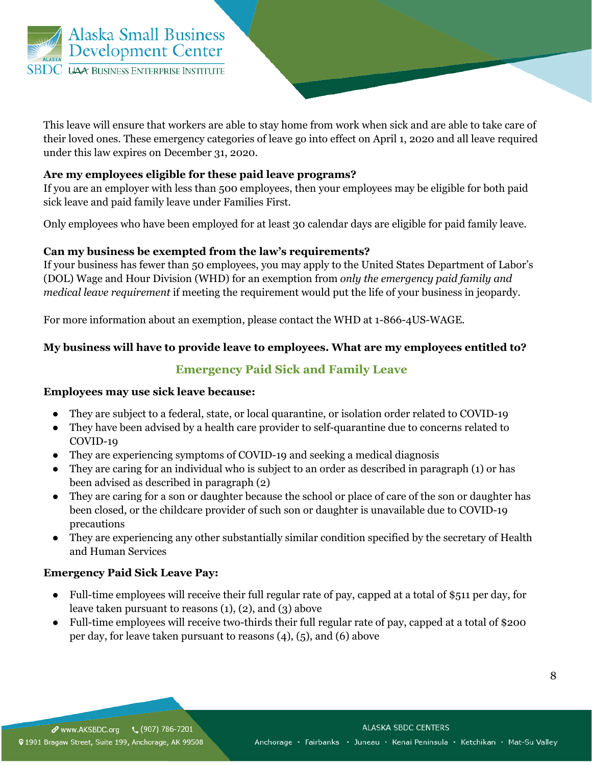This leave will ensure that workers are able to stay home from work when sick and are able to take care of their loved ones. These emergency categories of leave go into effect on April 1, 2020 and all leave required under this law expires on December 31, 2020.

**Are my employees eligible for these paid leave programs?**
If you are an employer with less than 500 employees, then your employees may be eligible for both paid sick leave and paid family leave under Families First.

Only employees who have been employed for at least 30 calendar days are eligible for paid family leave.

**Can my business be exempted from the law's requirements?**
If your business has fewer than 50 employees, you may apply to the United States Department of Labor's (DOL) Wage and Hour Division (WHD) for an exemption from *only the emergency paid family and medical leave requirement* if meeting the requirement would put the life of your business in jeopardy.

For more information about an exemption, please contact the WHD at 1-866-4US-WAGE.

**My business will have to provide leave to employees. What are my employees entitled to?**

## Emergency Paid Sick and Family Leave

**Employees may use sick leave because:**

- They are subject to a federal, state, or local quarantine, or isolation order related to COVID-19
- They have been advised by a health care provider to self-quarantine due to concerns related to COVID-19
- They are experiencing symptoms of COVID-19 and seeking a medical diagnosis
- They are caring for an individual who is subject to an order as described in paragraph (1) or has been advised as described in paragraph (2)
- They are caring for a son or daughter because the school or place of care of the son or daughter has been closed, or the childcare provider of such son or daughter is unavailable due to COVID-19 precautions
- They are experiencing any other substantially similar condition specified by the secretary of Health and Human Services

**Emergency Paid Sick Leave Pay:**

- Full-time employees will receive their full regular rate of pay, capped at a total of $511 per day, for leave taken pursuant to reasons (1), (2), and (3) above
- Full-time employees will receive two-thirds their full regular rate of pay, capped at a total of $200 per day, for leave taken pursuant to reasons (4), (5), and (6) above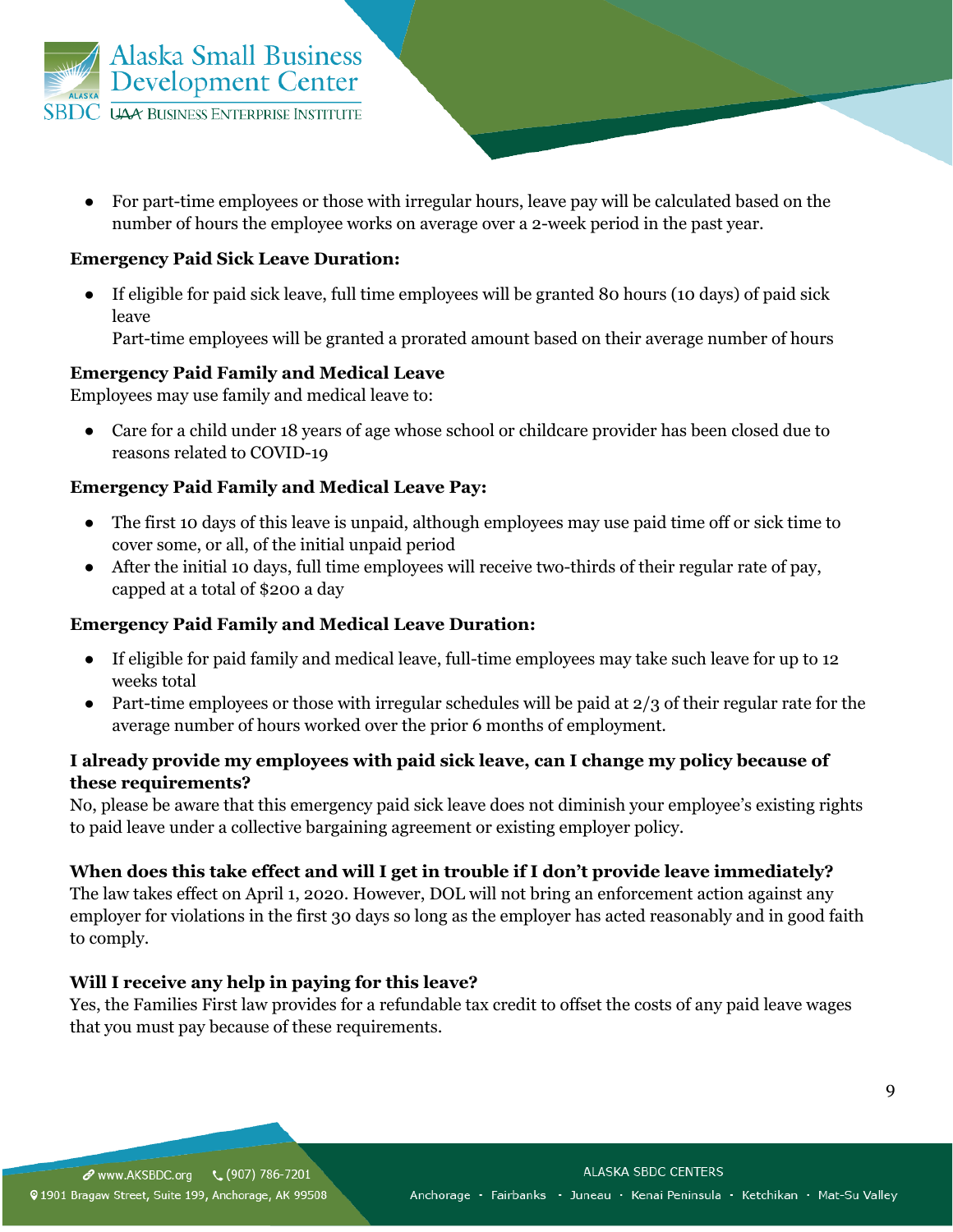- For part-time employees or those with irregular hours, leave pay will be calculated based on the number of hours the employee works on average over a 2-week period in the past year.

**Emergency Paid Sick Leave Duration:**

- If eligible for paid sick leave, full time employees will be granted 80 hours (10 days) of paid sick leave
  Part-time employees will be granted a prorated amount based on their average number of hours

**Emergency Paid Family and Medical Leave**
Employees may use family and medical leave to:

- Care for a child under 18 years of age whose school or childcare provider has been closed due to reasons related to COVID-19

**Emergency Paid Family and Medical Leave Pay:**

- The first 10 days of this leave is unpaid, although employees may use paid time off or sick time to cover some, or all, of the initial unpaid period
- After the initial 10 days, full time employees will receive two-thirds of their regular rate of pay, capped at a total of $200 a day

**Emergency Paid Family and Medical Leave Duration:**

- If eligible for paid family and medical leave, full-time employees may take such leave for up to 12 weeks total
- Part-time employees or those with irregular schedules will be paid at 2/3 of their regular rate for the average number of hours worked over the prior 6 months of employment.

**I already provide my employees with paid sick leave, can I change my policy because of these requirements?**
No, please be aware that this emergency paid sick leave does not diminish your employee's existing rights to paid leave under a collective bargaining agreement or existing employer policy.

**When does this take effect and will I get in trouble if I don't provide leave immediately?**
The law takes effect on April 1, 2020. However, DOL will not bring an enforcement action against any employer for violations in the first 30 days so long as the employer has acted reasonably and in good faith to comply.

**Will I receive any help in paying for this leave?**
Yes, the Families First law provides for a refundable tax credit to offset the costs of any paid leave wages that you must pay because of these requirements.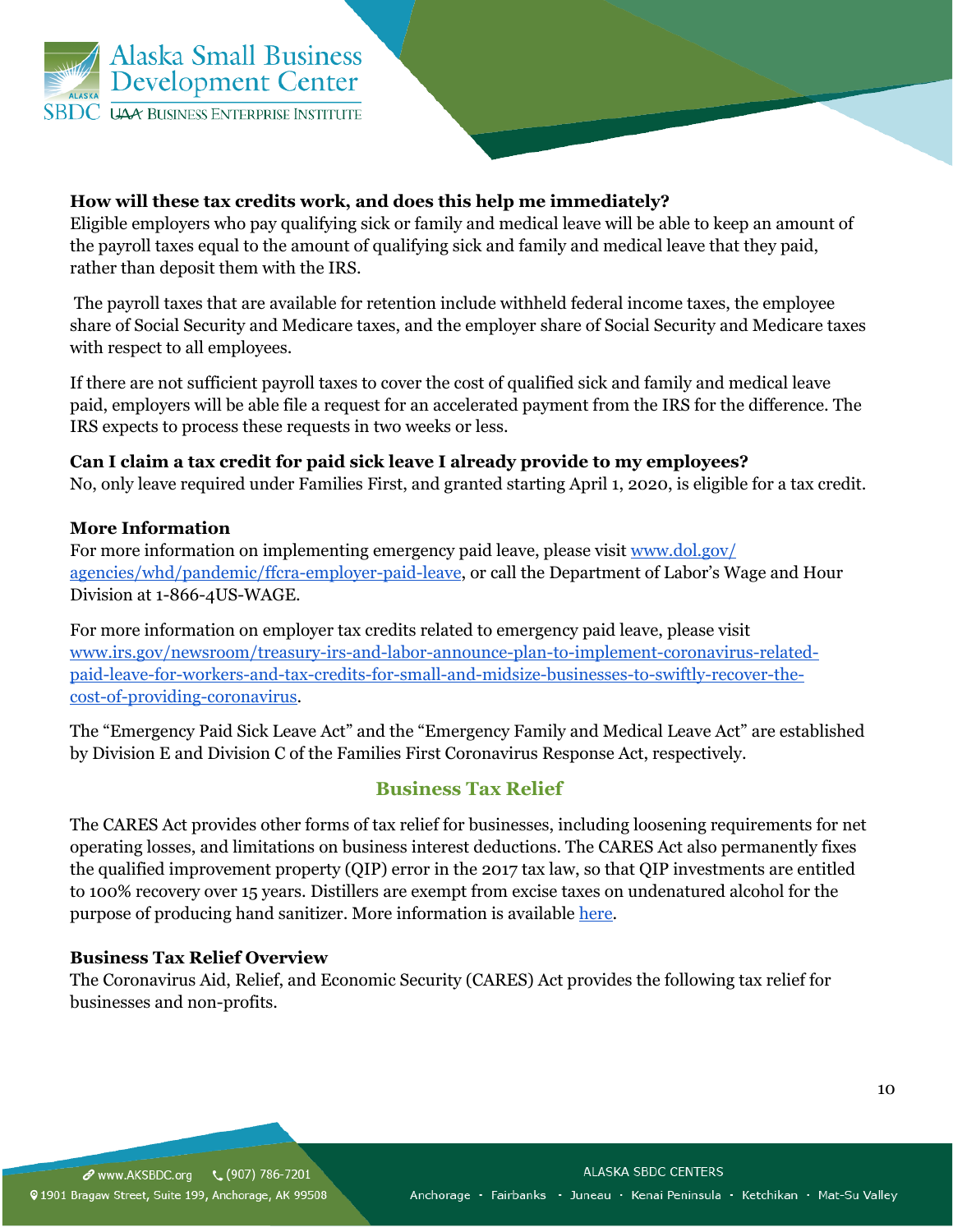**How will these tax credits work, and does this help me immediately?**
Eligible employers who pay qualifying sick or family and medical leave will be able to keep an amount of the payroll taxes equal to the amount of qualifying sick and family and medical leave that they paid, rather than deposit them with the IRS.

The payroll taxes that are available for retention include withheld federal income taxes, the employee share of Social Security and Medicare taxes, and the employer share of Social Security and Medicare taxes with respect to all employees.

If there are not sufficient payroll taxes to cover the cost of qualified sick and family and medical leave paid, employers will be able file a request for an accelerated payment from the IRS for the difference. The IRS expects to process these requests in two weeks or less.

**Can I claim a tax credit for paid sick leave I already provide to my employees?**
No, only leave required under Families First, and granted starting April 1, 2020, is eligible for a tax credit.

**More Information**
For more information on implementing emergency paid leave, please visit [www.dol.gov/agencies/whd/pandemic/ffcra-employer-paid-leave](www.dol.gov/agencies/whd/pandemic/ffcra-employer-paid-leave), or call the Department of Labor's Wage and Hour Division at 1-866-4US-WAGE.

For more information on employer tax credits related to emergency paid leave, please visit [www.irs.gov/newsroom/treasury-irs-and-labor-announce-plan-to-implement-coronavirus-related-paid-leave-for-workers-and-tax-credits-for-small-and-midsize-businesses-to-swiftly-recover-the-cost-of-providing-coronavirus](www.irs.gov/newsroom/treasury-irs-and-labor-announce-plan-to-implement-coronavirus-related-paid-leave-for-workers-and-tax-credits-for-small-and-midsize-businesses-to-swiftly-recover-the-cost-of-providing-coronavirus).

The "Emergency Paid Sick Leave Act" and the "Emergency Family and Medical Leave Act" are established by Division E and Division C of the Families First Coronavirus Response Act, respectively.

## Business Tax Relief

The CARES Act provides other forms of tax relief for businesses, including loosening requirements for net operating losses, and limitations on business interest deductions. The CARES Act also permanently fixes the qualified improvement property (QIP) error in the 2017 tax law, so that QIP investments are entitled to 100% recovery over 15 years. Distillers are exempt from excise taxes on undenatured alcohol for the purpose of producing hand sanitizer. More information is available here.

**Business Tax Relief Overview**
The Coronavirus Aid, Relief, and Economic Security (CARES) Act provides the following tax relief for businesses and non-profits.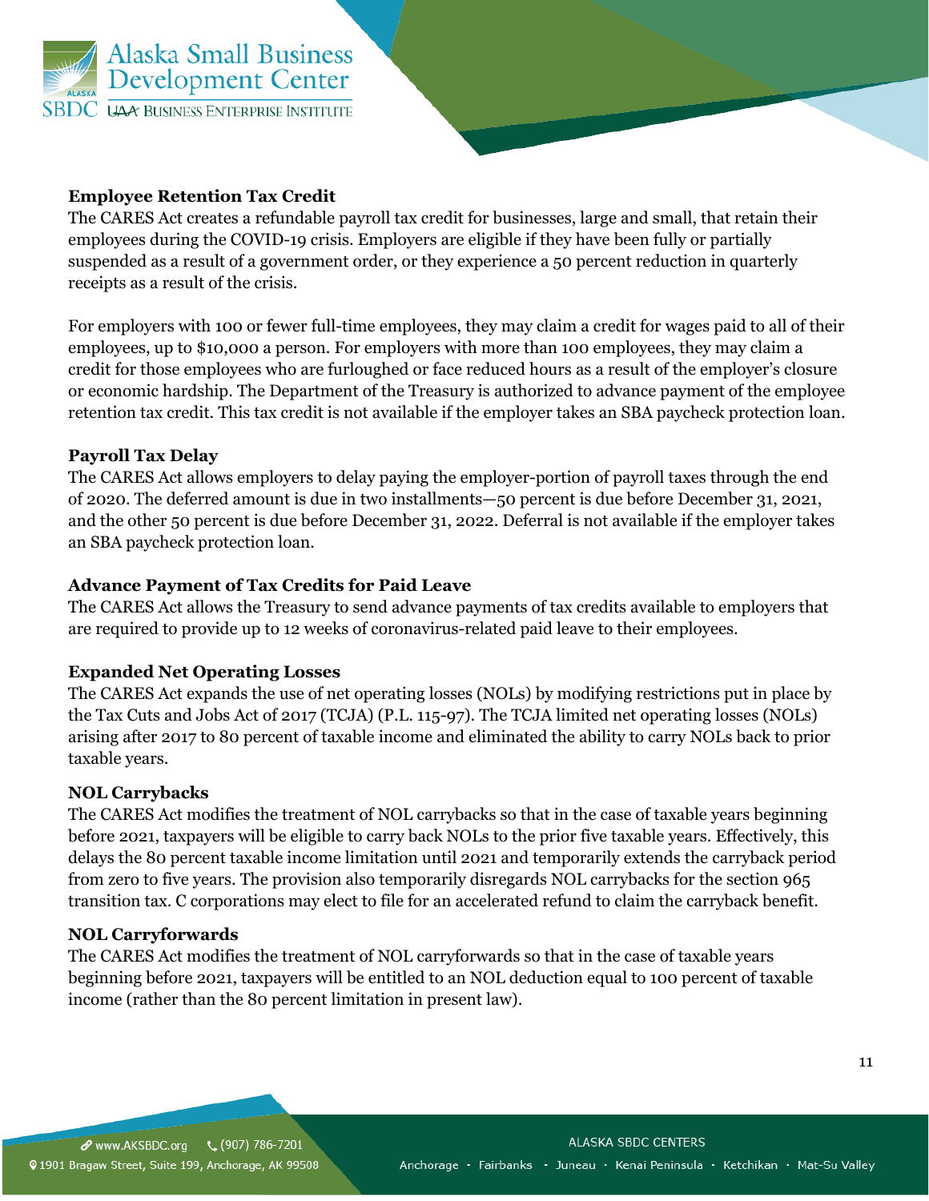**Employee Retention Tax Credit**

The CARES Act creates a refundable payroll tax credit for businesses, large and small, that retain their employees during the COVID-19 crisis. Employers are eligible if they have been fully or partially suspended as a result of a government order, or they experience a 50 percent reduction in quarterly receipts as a result of the crisis.

For employers with 100 or fewer full-time employees, they may claim a credit for wages paid to all of their employees, up to $10,000 a person. For employers with more than 100 employees, they may claim a credit for those employees who are furloughed or face reduced hours as a result of the employer's closure or economic hardship. The Department of the Treasury is authorized to advance payment of the employee retention tax credit. This tax credit is not available if the employer takes an SBA paycheck protection loan.

**Payroll Tax Delay**

The CARES Act allows employers to delay paying the employer-portion of payroll taxes through the end of 2020. The deferred amount is due in two installments—50 percent is due before December 31, 2021, and the other 50 percent is due before December 31, 2022. Deferral is not available if the employer takes an SBA paycheck protection loan.

**Advance Payment of Tax Credits for Paid Leave**

The CARES Act allows the Treasury to send advance payments of tax credits available to employers that are required to provide up to 12 weeks of coronavirus-related paid leave to their employees.

**Expanded Net Operating Losses**

The CARES Act expands the use of net operating losses (NOLs) by modifying restrictions put in place by the Tax Cuts and Jobs Act of 2017 (TCJA) (P.L. 115-97). The TCJA limited net operating losses (NOLs) arising after 2017 to 80 percent of taxable income and eliminated the ability to carry NOLs back to prior taxable years.

**NOL Carrybacks**

The CARES Act modifies the treatment of NOL carrybacks so that in the case of taxable years beginning before 2021, taxpayers will be eligible to carry back NOLs to the prior five taxable years. Effectively, this delays the 80 percent taxable income limitation until 2021 and temporarily extends the carryback period from zero to five years. The provision also temporarily disregards NOL carrybacks for the section 965 transition tax. C corporations may elect to file for an accelerated refund to claim the carryback benefit.

**NOL Carryforwards**

The CARES Act modifies the treatment of NOL carryforwards so that in the case of taxable years beginning before 2021, taxpayers will be entitled to an NOL deduction equal to 100 percent of taxable income (rather than the 80 percent limitation in present law).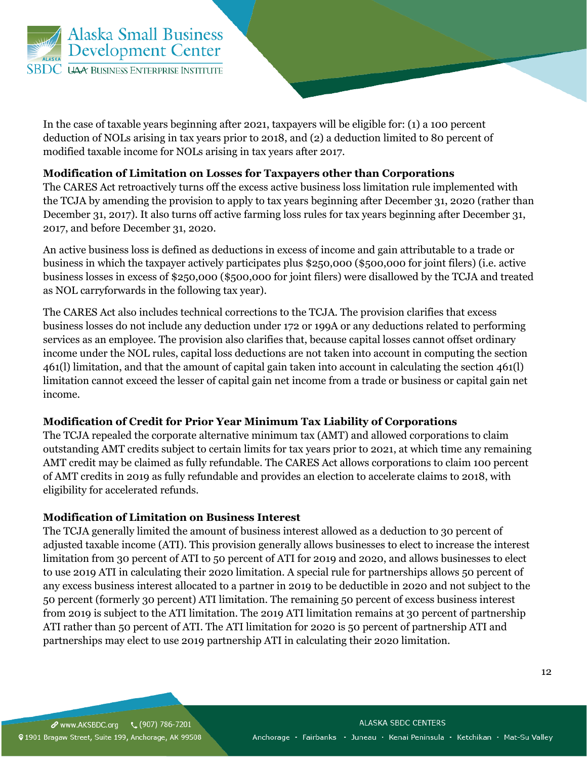In the case of taxable years beginning after 2021, taxpayers will be eligible for: (1) a 100 percent deduction of NOLs arising in tax years prior to 2018, and (2) a deduction limited to 80 percent of modified taxable income for NOLs arising in tax years after 2017.

**Modification of Limitation on Losses for Taxpayers other than Corporations**

The CARES Act retroactively turns off the excess active business loss limitation rule implemented with the TCJA by amending the provision to apply to tax years beginning after December 31, 2020 (rather than December 31, 2017). It also turns off active farming loss rules for tax years beginning after December 31, 2017, and before December 31, 2020.

An active business loss is defined as deductions in excess of income and gain attributable to a trade or business in which the taxpayer actively participates plus $250,000 ($500,000 for joint filers) (i.e. active business losses in excess of $250,000 ($500,000 for joint filers) were disallowed by the TCJA and treated as NOL carryforwards in the following tax year).

The CARES Act also includes technical corrections to the TCJA. The provision clarifies that excess business losses do not include any deduction under 172 or 199A or any deductions related to performing services as an employee. The provision also clarifies that, because capital losses cannot offset ordinary income under the NOL rules, capital loss deductions are not taken into account in computing the section 461(l) limitation, and that the amount of capital gain taken into account in calculating the section 461(l) limitation cannot exceed the lesser of capital gain net income from a trade or business or capital gain net income.

**Modification of Credit for Prior Year Minimum Tax Liability of Corporations**

The TCJA repealed the corporate alternative minimum tax (AMT) and allowed corporations to claim outstanding AMT credits subject to certain limits for tax years prior to 2021, at which time any remaining AMT credit may be claimed as fully refundable. The CARES Act allows corporations to claim 100 percent of AMT credits in 2019 as fully refundable and provides an election to accelerate claims to 2018, with eligibility for accelerated refunds.

**Modification of Limitation on Business Interest**

The TCJA generally limited the amount of business interest allowed as a deduction to 30 percent of adjusted taxable income (ATI). This provision generally allows businesses to elect to increase the interest limitation from 30 percent of ATI to 50 percent of ATI for 2019 and 2020, and allows businesses to elect to use 2019 ATI in calculating their 2020 limitation. A special rule for partnerships allows 50 percent of any excess business interest allocated to a partner in 2019 to be deductible in 2020 and not subject to the 50 percent (formerly 30 percent) ATI limitation. The remaining 50 percent of excess business interest from 2019 is subject to the ATI limitation. The 2019 ATI limitation remains at 30 percent of partnership ATI rather than 50 percent of ATI. The ATI limitation for 2020 is 50 percent of partnership ATI and partnerships may elect to use 2019 partnership ATI in calculating their 2020 limitation.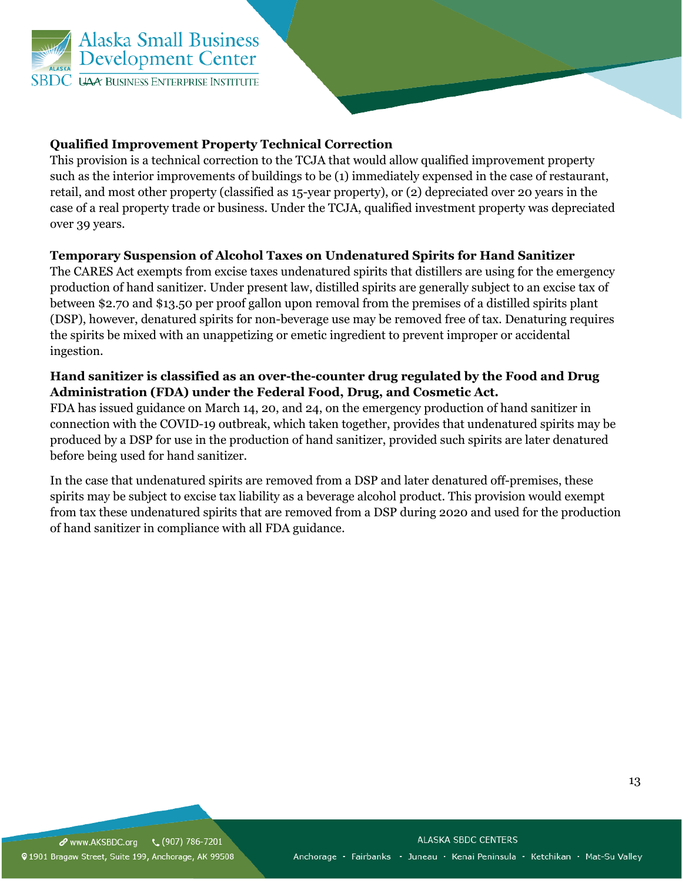**Qualified Improvement Property Technical Correction**

This provision is a technical correction to the TCJA that would allow qualified improvement property such as the interior improvements of buildings to be (1) immediately expensed in the case of restaurant, retail, and most other property (classified as 15-year property), or (2) depreciated over 20 years in the case of a real property trade or business. Under the TCJA, qualified investment property was depreciated over 39 years.

**Temporary Suspension of Alcohol Taxes on Undenatured Spirits for Hand Sanitizer**

The CARES Act exempts from excise taxes undenatured spirits that distillers are using for the emergency production of hand sanitizer. Under present law, distilled spirits are generally subject to an excise tax of between $2.70 and $13.50 per proof gallon upon removal from the premises of a distilled spirits plant (DSP), however, denatured spirits for non-beverage use may be removed free of tax. Denaturing requires the spirits be mixed with an unappetizing or emetic ingredient to prevent improper or accidental ingestion.

**Hand sanitizer is classified as an over-the-counter drug regulated by the Food and Drug Administration (FDA) under the Federal Food, Drug, and Cosmetic Act.**

FDA has issued guidance on March 14, 20, and 24, on the emergency production of hand sanitizer in connection with the COVID-19 outbreak, which taken together, provides that undenatured spirits may be produced by a DSP for use in the production of hand sanitizer, provided such spirits are later denatured before being used for hand sanitizer.

In the case that undenatured spirits are removed from a DSP and later denatured off-premises, these spirits may be subject to excise tax liability as a beverage alcohol product. This provision would exempt from tax these undenatured spirits that are removed from a DSP during 2020 and used for the production of hand sanitizer in compliance with all FDA guidance.